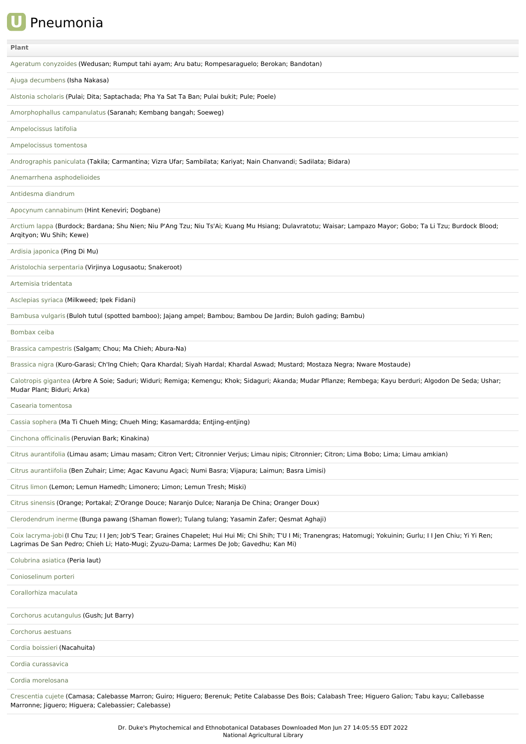# Pneumonia

| Plant |
|---|
| Ageratum conyzoides (Wedusan; Rumput tahi ayam; Aru batu; Rompesaraguelo; Berokan; Bandotan) |
| Ajuga decumbens (Isha Nakasa) |
| Alstonia scholaris (Pulai; Dita; Saptachada; Pha Ya Sat Ta Ban; Pulai bukit; Pule; Poele) |
| Amorphophallus campanulatus (Saranah; Kembang bangah; Soeweg) |
| Ampelocissus latifolia |
| Ampelocissus tomentosa |
| Andrographis paniculata (Takila; Carmantina; Vizra Ufar; Sambilata; Kariyat; Nain Chanvandi; Sadilata; Bidara) |
| Anemarrhena asphodelioides |
| Antidesma diandrum |
| Apocynum cannabinum (Hint Keneviri; Dogbane) |
| Arctium lappa (Burdock; Bardana; Shu Nien; Niu P'Ang Tzu; Niu Ts'Ai; Kuang Mu Hsiang; Dulavratotu; Waisar; Lampazo Mayor; Gobo; Ta Li Tzu; Burdock Blood; Arqityon; Wu Shih; Kewe) |
| Ardisia japonica (Ping Di Mu) |
| Aristolochia serpentaria (Virjinya Logusaotu; Snakeroot) |
| Artemisia tridentata |
| Asclepias syriaca (Milkweed; Ipek Fidani) |
| Bambusa vulgaris (Buloh tutul (spotted bamboo); Jajang ampel; Bambou; Bambou De Jardin; Buloh gading; Bambu) |
| Bombax ceiba |
| Brassica campestris (Salgam; Chou; Ma Chieh; Abura-Na) |
| Brassica nigra (Kuro-Garasi; Ch'Ing Chieh; Qara Khardal; Siyah Hardal; Khardal Aswad; Mustard; Mostaza Negra; Nware Mostaude) |
| Calotropis gigantea (Arbre A Soie; Saduri; Widuri; Remiga; Kemengu; Khok; Sidaguri; Akanda; Mudar Pflanze; Rembega; Kayu berduri; Algodon De Seda; Ushar; Mudar Plant; Biduri; Arka) |
| Casearia tomentosa |
| Cassia sophera (Ma Ti Chueh Ming; Chueh Ming; Kasamardda; Entjing-entjing) |
| Cinchona officinalis (Peruvian Bark; Kinakina) |
| Citrus aurantifolia (Limau asam; Limau masam; Citron Vert; Citronnier Verjus; Limau nipis; Citronnier; Citron; Lima Bobo; Lima; Limau amkian) |
| Citrus aurantiifolia (Ben Zuhair; Lime; Agac Kavunu Agaci; Numi Basra; Vijapura; Laimun; Basra Limisi) |
| Citrus limon (Lemon; Lemun Hamedh; Limonero; Limon; Lemun Tresh; Miski) |
| Citrus sinensis (Orange; Portakal; Z'Orange Douce; Naranjo Dulce; Naranja De China; Oranger Doux) |
| Clerodendrum inerme (Bunga pawang (Shaman flower); Tulang tulang; Yasamin Zafer; Qesmat Aghaji) |
| Coix lacryma-jobi (I Chu Tzu; I I Jen; Job'S Tear; Graines Chapelet; Hui Hui Mi; Chi Shih; T'U I Mi; Tranengras; Hatomugi; Yokuinin; Gurlu; I I Jen Chiu; Yi Yi Ren; Lagrimas De San Pedro; Chieh Li; Hato-Mugi; Zyuzu-Dama; Larmes De Job; Gavedhu; Kan Mi) |
| Colubrina asiatica (Peria laut) |
| Conioselinum porteri |
| Corallorhiza maculata |
| Corchorus acutangulus (Gush; Jut Barry) |
| Corchorus aestuans |
| Cordia boissieri (Nacahuita) |
| Cordia curassavica |
| Cordia morelosana |
| Crescentia cujete (Camasa; Calebasse Marron; Guiro; Higuero; Berenuk; Petite Calabasse Des Bois; Calabash Tree; Higuero Galion; Tabu kayu; Callebasse Marronne; Jiguero; Higuera; Calebassier; Calebasse) |

Dr. Duke's Phytochemical and Ethnobotanical Databases Downloaded Mon Jun 27 14:05:55 EDT 2022
National Agricultural Library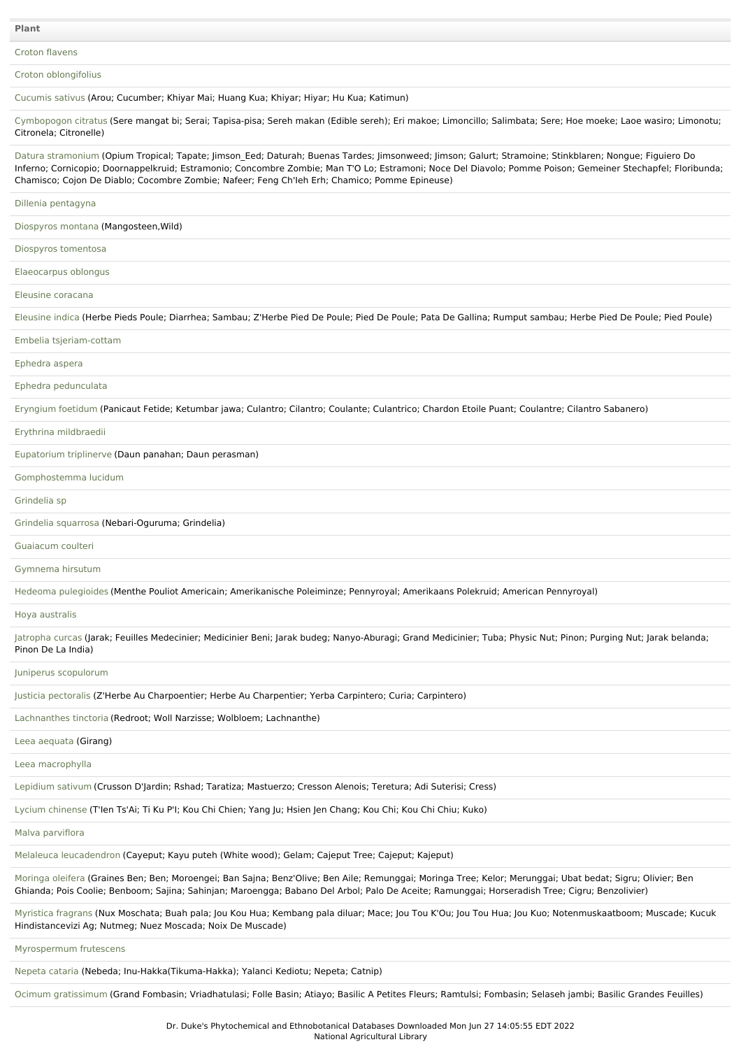| Plant |
| --- |
| Croton flavens |
| Croton oblongifolius |
| Cucumis sativus (Arou; Cucumber; Khiyar Mai; Huang Kua; Khiyar; Hiyar; Hu Kua; Katimun) |
| Cymbopogon citratus (Sere mangat bi; Serai; Tapisa-pisa; Sereh makan (Edible sereh); Eri makoe; Limoncillo; Salimbata; Sere; Hoe moeke; Laoe wasiro; Limonotu; Citronela; Citronelle) |
| Datura stramonium (Opium Tropical; Tapate; Jimson_Eed; Daturah; Buenas Tardes; Jimsonweed; Jimson; Galurt; Stramoine; Stinkblaren; Nongue; Figuiero Do Inferno; Cornicopio; Doornappelkruid; Estramonio; Concombre Zombie; Man T'O Lo; Estramoni; Noce Del Diavolo; Pomme Poison; Gemeiner Stechapfel; Floribunda; Chamisco; Cojon De Diablo; Cocombre Zombie; Nafeer; Feng Ch'Ieh Erh; Chamico; Pomme Epineuse) |
| Dillenia pentagyna |
| Diospyros montana (Mangosteen,Wild) |
| Diospyros tomentosa |
| Elaeocarpus oblongus |
| Eleusine coracana |
| Eleusine indica (Herbe Pieds Poule; Diarrhea; Sambau; Z'Herbe Pied De Poule; Pied De Poule; Pata De Gallina; Rumput sambau; Herbe Pied De Poule; Pied Poule) |
| Embelia tsjeriam-cottam |
| Ephedra aspera |
| Ephedra pedunculata |
| Eryngium foetidum (Panicaut Fetide; Ketumbar jawa; Culantro; Cilantro; Coulante; Culantrico; Chardon Etoile Puant; Coulantre; Cilantro Sabanero) |
| Erythrina mildbraedii |
| Eupatorium triplinerve (Daun panahan; Daun perasman) |
| Gomphostemma lucidum |
| Grindelia sp |
| Grindelia squarrosa (Nebari-Oguruma; Grindelia) |
| Guaiacum coulteri |
| Gymnema hirsutum |
| Hedeoma pulegioides (Menthe Pouliot Americain; Amerikanische Poleiminze; Pennyroyal; Amerikaans Polekruid; American Pennyroyal) |
| Hoya australis |
| Jatropha curcas (Jarak; Feuilles Medecinier; Medicinier Beni; Jarak budeg; Nanyo-Aburagi; Grand Medicinier; Tuba; Physic Nut; Pinon; Purging Nut; Jarak belanda; Pinon De La India) |
| Juniperus scopulorum |
| Justicia pectoralis (Z'Herbe Au Charpoentier; Herbe Au Charpentier; Yerba Carpintero; Curia; Carpintero) |
| Lachnanthes tinctoria (Redroot; Woll Narzisse; Wolbloem; Lachnanthe) |
| Leea aequata (Girang) |
| Leea macrophylla |
| Lepidium sativum (Crusson D'Jardin; Rshad; Taratiza; Mastuerzo; Cresson Alenois; Teretura; Adi Suterisi; Cress) |
| Lycium chinense (T'Ien Ts'Ai; Ti Ku P'I; Kou Chi Chien; Yang Ju; Hsien Jen Chang; Kou Chi; Kou Chi Chiu; Kuko) |
| Malva parviflora |
| Melaleuca leucadendron (Cayeput; Kayu puteh (White wood); Gelam; Cajeput Tree; Cajeput; Kajeput) |
| Moringa oleifera (Graines Ben; Ben; Moroengei; Ban Sajna; Benz'Olive; Ben Aile; Remunggai; Moringa Tree; Kelor; Merunggai; Ubat bedat; Sigru; Olivier; Ben Ghianda; Pois Coolie; Benboom; Sajina; Sahinjan; Maroengga; Babano Del Arbol; Palo De Aceite; Ramunggai; Horseradish Tree; Cigru; Benzolivier) |
| Myristica fragrans (Nux Moschata; Buah pala; Jou Kou Hua; Kembang pala diluar; Mace; Jou Tou K'Ou; Jou Tou Hua; Jou Kuo; Notenmuskaatboom; Muscade; Kucuk Hindistancevizi Ag; Nutmeg; Nuez Moscada; Noix De Muscade) |
| Myrospermum frutescens |
| Nepeta cataria (Nebeda; Inu-Hakka(Tikuma-Hakka); Yalanci Kediotu; Nepeta; Catnip) |
| Ocimum gratissimum (Grand Fombasin; Vriadhatulasi; Folle Basin; Atiayo; Basilic A Petites Fleurs; Ramtulsi; Fombasin; Selaseh jambi; Basilic Grandes Feuilles) |

Dr. Duke's Phytochemical and Ethnobotanical Databases Downloaded Mon Jun 27 14:05:55 EDT 2022
National Agricultural Library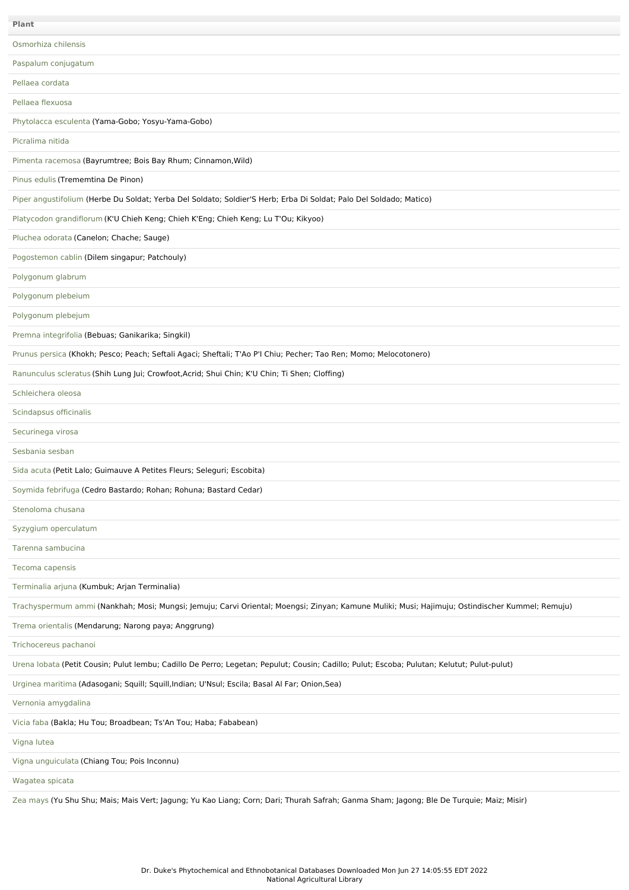| Plant |
| --- |
| Osmorhiza chilensis |
| Paspalum conjugatum |
| Pellaea cordata |
| Pellaea flexuosa |
| Phytolacca esculenta (Yama-Gobo; Yosyu-Yama-Gobo) |
| Picralima nitida |
| Pimenta racemosa (Bayrumtree; Bois Bay Rhum; Cinnamon,Wild) |
| Pinus edulis (Trememtina De Pinon) |
| Piper angustifolium (Herbe Du Soldat; Yerba Del Soldato; Soldier'S Herb; Erba Di Soldat; Palo Del Soldado; Matico) |
| Platycodon grandiflorum (K'U Chieh Keng; Chieh K'Eng; Chieh Keng; Lu T'Ou; Kikyoo) |
| Pluchea odorata (Canelon; Chache; Sauge) |
| Pogostemon cablin (Dilem singapur; Patchouly) |
| Polygonum glabrum |
| Polygonum plebeium |
| Polygonum plebejum |
| Premna integrifolia (Bebuas; Ganikarika; Singkil) |
| Prunus persica (Khokh; Pesco; Peach; Seftali Agaci; Sheftali; T'Ao P'I Chiu; Pecher; Tao Ren; Momo; Melocotonero) |
| Ranunculus scleratus (Shih Lung Jui; Crowfoot,Acrid; Shui Chin; K'U Chin; Ti Shen; Cloffing) |
| Schleichera oleosa |
| Scindapsus officinalis |
| Securinega virosa |
| Sesbania sesban |
| Sida acuta (Petit Lalo; Guimauve A Petites Fleurs; Seleguri; Escobita) |
| Soymida febrifuga (Cedro Bastardo; Rohan; Rohuna; Bastard Cedar) |
| Stenoloma chusana |
| Syzygium operculatum |
| Tarenna sambucina |
| Tecoma capensis |
| Terminalia arjuna (Kumbuk; Arjan Terminalia) |
| Trachyspermum ammi (Nankhah; Mosi; Mungsi; Jemuju; Carvi Oriental; Moengsi; Zinyan; Kamune Muliki; Musi; Hajimuju; Ostindischer Kummel; Remuju) |
| Trema orientalis (Mendarung; Narong paya; Anggrung) |
| Trichocereus pachanoi |
| Urena lobata (Petit Cousin; Pulut lembu; Cadillo De Perro; Legetan; Pepulut; Cousin; Cadillo; Pulut; Escoba; Pulutan; Kelutut; Pulut-pulut) |
| Urginea maritima (Adasogani; Squill; Squill,Indian; U'Nsul; Escila; Basal Al Far; Onion,Sea) |
| Vernonia amygdalina |
| Vicia faba (Bakla; Hu Tou; Broadbean; Ts'An Tou; Haba; Fababean) |
| Vigna lutea |
| Vigna unguiculata (Chiang Tou; Pois Inconnu) |
| Wagatea spicata |
| Zea mays (Yu Shu Shu; Mais; Mais Vert; Jagung; Yu Kao Liang; Corn; Dari; Thurah Safrah; Ganma Sham; Jagong; Ble De Turquie; Maiz; Misir) |

Dr. Duke's Phytochemical and Ethnobotanical Databases Downloaded Mon Jun 27 14:05:55 EDT 2022
National Agricultural Library